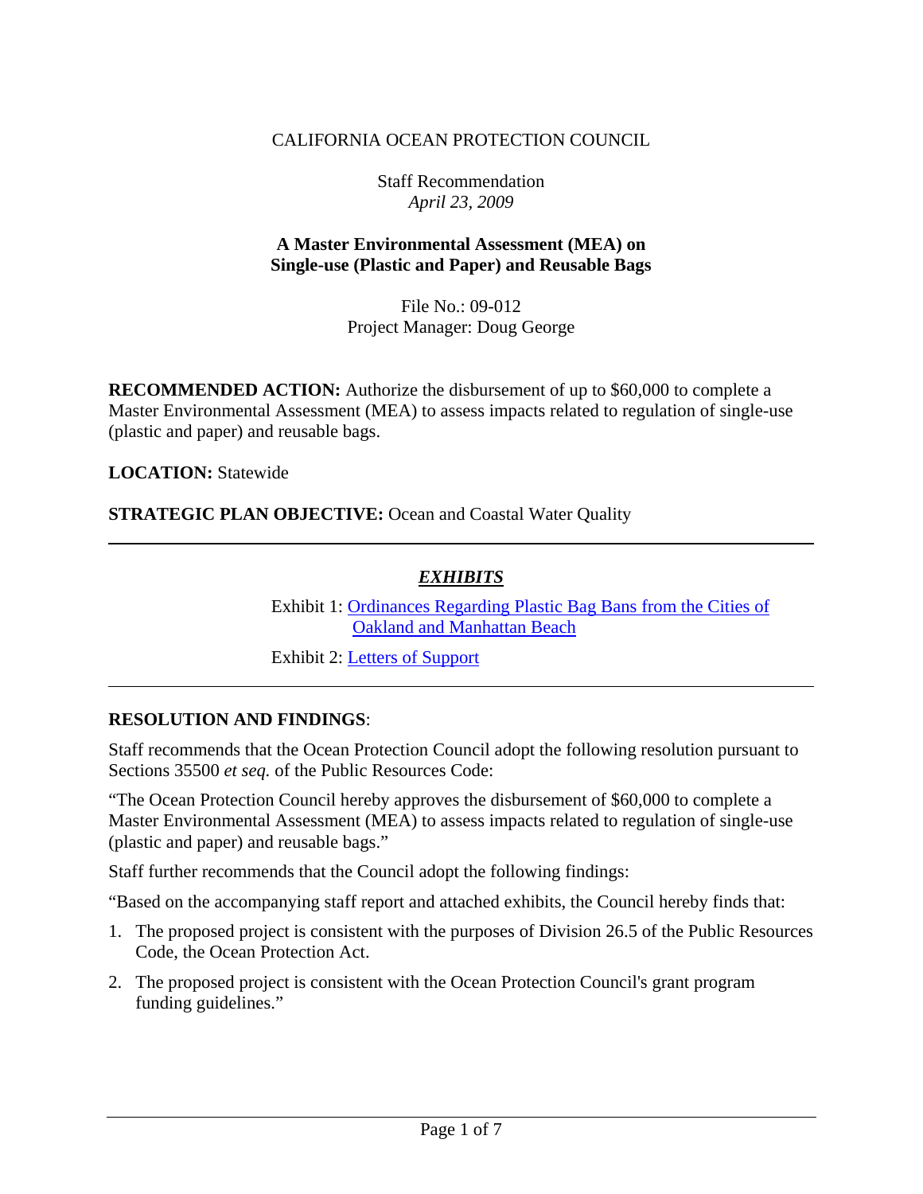CALIFORNIA OCEAN PROTECTION COUNCIL

Staff Recommendation
*April 23, 2009*

**A Master Environmental Assessment (MEA) on Single-use (Plastic and Paper) and Reusable Bags**

File No.: 09-012
Project Manager: Doug George

**RECOMMENDED ACTION:** Authorize the disbursement of up to $60,000 to complete a Master Environmental Assessment (MEA) to assess impacts related to regulation of single-use (plastic and paper) and reusable bags.

**LOCATION:** Statewide

**STRATEGIC PLAN OBJECTIVE:** Ocean and Coastal Water Quality

---

***EXHIBITS***

Exhibit 1: Ordinances Regarding Plastic Bag Bans from the Cities of Oakland and Manhattan Beach

Exhibit 2: Letters of Support

---

**RESOLUTION AND FINDINGS**:

Staff recommends that the Ocean Protection Council adopt the following resolution pursuant to Sections 35500 *et seq.* of the Public Resources Code:

"The Ocean Protection Council hereby approves the disbursement of $60,000 to complete a Master Environmental Assessment (MEA) to assess impacts related to regulation of single-use (plastic and paper) and reusable bags."

Staff further recommends that the Council adopt the following findings:

"Based on the accompanying staff report and attached exhibits, the Council hereby finds that:

1. The proposed project is consistent with the purposes of Division 26.5 of the Public Resources Code, the Ocean Protection Act.
2. The proposed project is consistent with the Ocean Protection Council's grant program funding guidelines."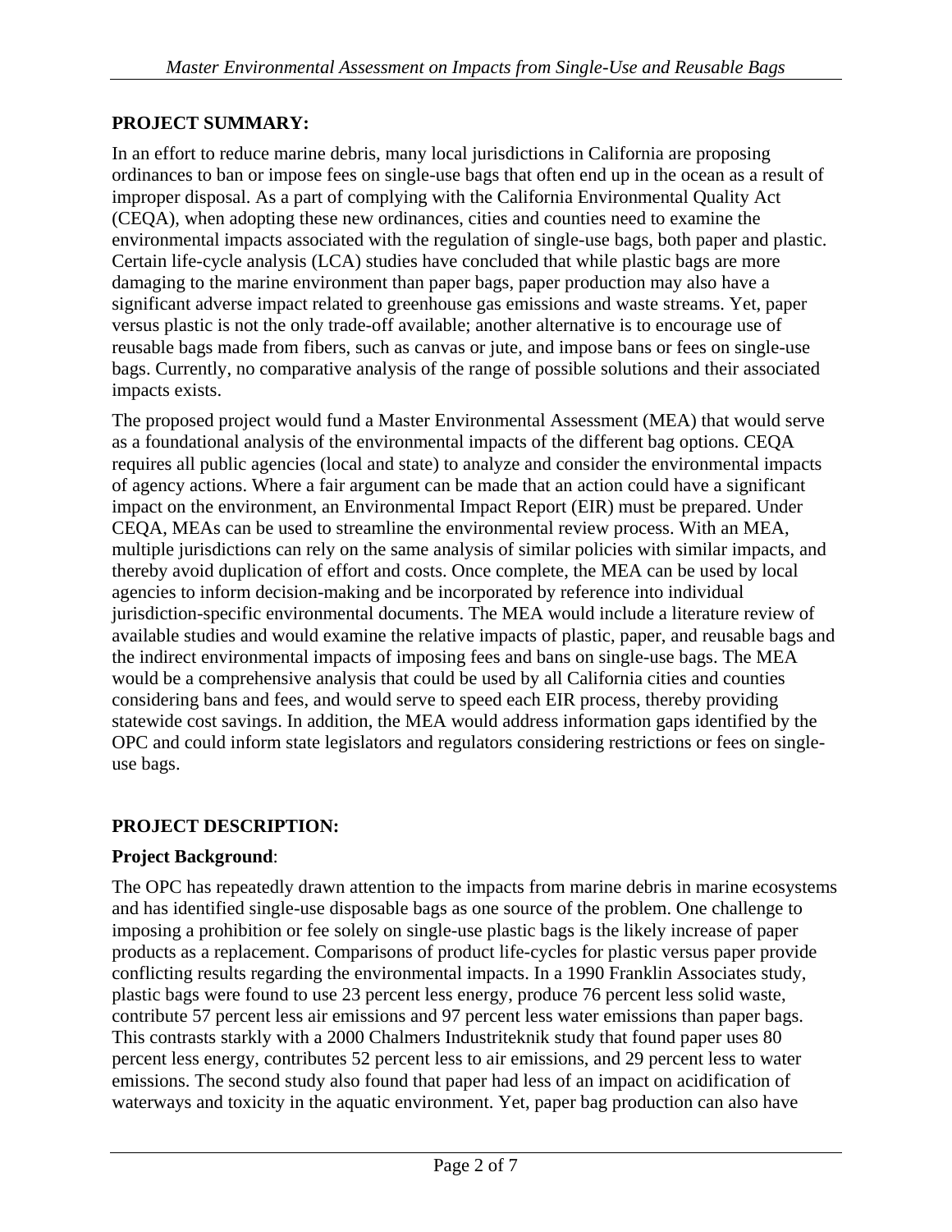**PROJECT SUMMARY:**

In an effort to reduce marine debris, many local jurisdictions in California are proposing ordinances to ban or impose fees on single-use bags that often end up in the ocean as a result of improper disposal. As a part of complying with the California Environmental Quality Act (CEQA), when adopting these new ordinances, cities and counties need to examine the environmental impacts associated with the regulation of single-use bags, both paper and plastic. Certain life-cycle analysis (LCA) studies have concluded that while plastic bags are more damaging to the marine environment than paper bags, paper production may also have a significant adverse impact related to greenhouse gas emissions and waste streams. Yet, paper versus plastic is not the only trade-off available; another alternative is to encourage use of reusable bags made from fibers, such as canvas or jute, and impose bans or fees on single-use bags. Currently, no comparative analysis of the range of possible solutions and their associated impacts exists.

The proposed project would fund a Master Environmental Assessment (MEA) that would serve as a foundational analysis of the environmental impacts of the different bag options. CEQA requires all public agencies (local and state) to analyze and consider the environmental impacts of agency actions. Where a fair argument can be made that an action could have a significant impact on the environment, an Environmental Impact Report (EIR) must be prepared. Under CEQA, MEAs can be used to streamline the environmental review process. With an MEA, multiple jurisdictions can rely on the same analysis of similar policies with similar impacts, and thereby avoid duplication of effort and costs. Once complete, the MEA can be used by local agencies to inform decision-making and be incorporated by reference into individual jurisdiction-specific environmental documents. The MEA would include a literature review of available studies and would examine the relative impacts of plastic, paper, and reusable bags and the indirect environmental impacts of imposing fees and bans on single-use bags. The MEA would be a comprehensive analysis that could be used by all California cities and counties considering bans and fees, and would serve to speed each EIR process, thereby providing statewide cost savings. In addition, the MEA would address information gaps identified by the OPC and could inform state legislators and regulators considering restrictions or fees on single-use bags.

**PROJECT DESCRIPTION:**

**Project Background**:

The OPC has repeatedly drawn attention to the impacts from marine debris in marine ecosystems and has identified single-use disposable bags as one source of the problem. One challenge to imposing a prohibition or fee solely on single-use plastic bags is the likely increase of paper products as a replacement. Comparisons of product life-cycles for plastic versus paper provide conflicting results regarding the environmental impacts. In a 1990 Franklin Associates study, plastic bags were found to use 23 percent less energy, produce 76 percent less solid waste, contribute 57 percent less air emissions and 97 percent less water emissions than paper bags. This contrasts starkly with a 2000 Chalmers Industriteknik study that found paper uses 80 percent less energy, contributes 52 percent less to air emissions, and 29 percent less to water emissions. The second study also found that paper had less of an impact on acidification of waterways and toxicity in the aquatic environment. Yet, paper bag production can also have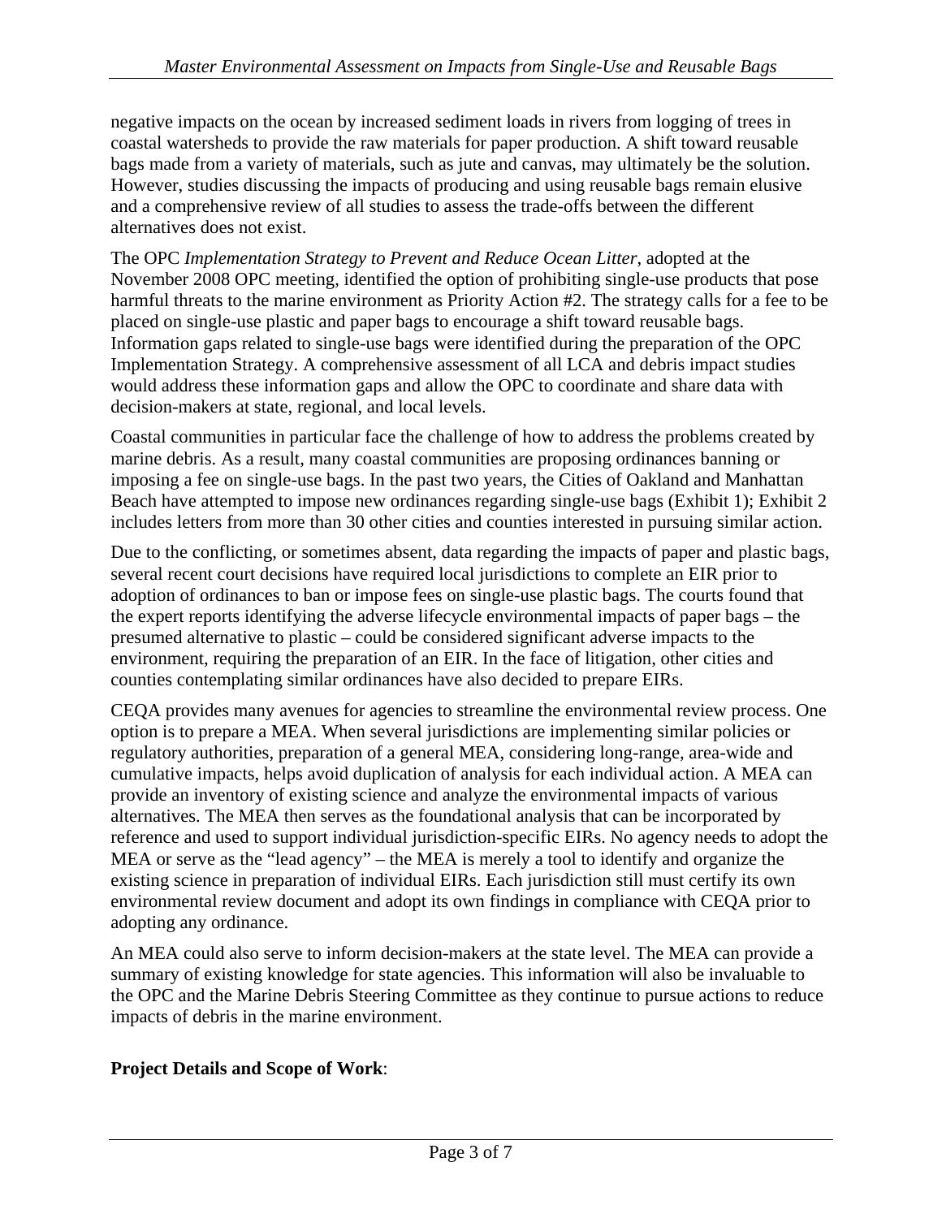negative impacts on the ocean by increased sediment loads in rivers from logging of trees in coastal watersheds to provide the raw materials for paper production. A shift toward reusable bags made from a variety of materials, such as jute and canvas, may ultimately be the solution. However, studies discussing the impacts of producing and using reusable bags remain elusive and a comprehensive review of all studies to assess the trade-offs between the different alternatives does not exist.

The OPC *Implementation Strategy to Prevent and Reduce Ocean Litter*, adopted at the November 2008 OPC meeting, identified the option of prohibiting single-use products that pose harmful threats to the marine environment as Priority Action #2. The strategy calls for a fee to be placed on single-use plastic and paper bags to encourage a shift toward reusable bags. Information gaps related to single-use bags were identified during the preparation of the OPC Implementation Strategy. A comprehensive assessment of all LCA and debris impact studies would address these information gaps and allow the OPC to coordinate and share data with decision-makers at state, regional, and local levels.

Coastal communities in particular face the challenge of how to address the problems created by marine debris. As a result, many coastal communities are proposing ordinances banning or imposing a fee on single-use bags. In the past two years, the Cities of Oakland and Manhattan Beach have attempted to impose new ordinances regarding single-use bags (Exhibit 1); Exhibit 2 includes letters from more than 30 other cities and counties interested in pursuing similar action.

Due to the conflicting, or sometimes absent, data regarding the impacts of paper and plastic bags, several recent court decisions have required local jurisdictions to complete an EIR prior to adoption of ordinances to ban or impose fees on single-use plastic bags. The courts found that the expert reports identifying the adverse lifecycle environmental impacts of paper bags – the presumed alternative to plastic – could be considered significant adverse impacts to the environment, requiring the preparation of an EIR. In the face of litigation, other cities and counties contemplating similar ordinances have also decided to prepare EIRs.

CEQA provides many avenues for agencies to streamline the environmental review process. One option is to prepare a MEA. When several jurisdictions are implementing similar policies or regulatory authorities, preparation of a general MEA, considering long-range, area-wide and cumulative impacts, helps avoid duplication of analysis for each individual action. A MEA can provide an inventory of existing science and analyze the environmental impacts of various alternatives. The MEA then serves as the foundational analysis that can be incorporated by reference and used to support individual jurisdiction-specific EIRs. No agency needs to adopt the MEA or serve as the "lead agency" – the MEA is merely a tool to identify and organize the existing science in preparation of individual EIRs. Each jurisdiction still must certify its own environmental review document and adopt its own findings in compliance with CEQA prior to adopting any ordinance.

An MEA could also serve to inform decision-makers at the state level. The MEA can provide a summary of existing knowledge for state agencies. This information will also be invaluable to the OPC and the Marine Debris Steering Committee as they continue to pursue actions to reduce impacts of debris in the marine environment.

**Project Details and Scope of Work**: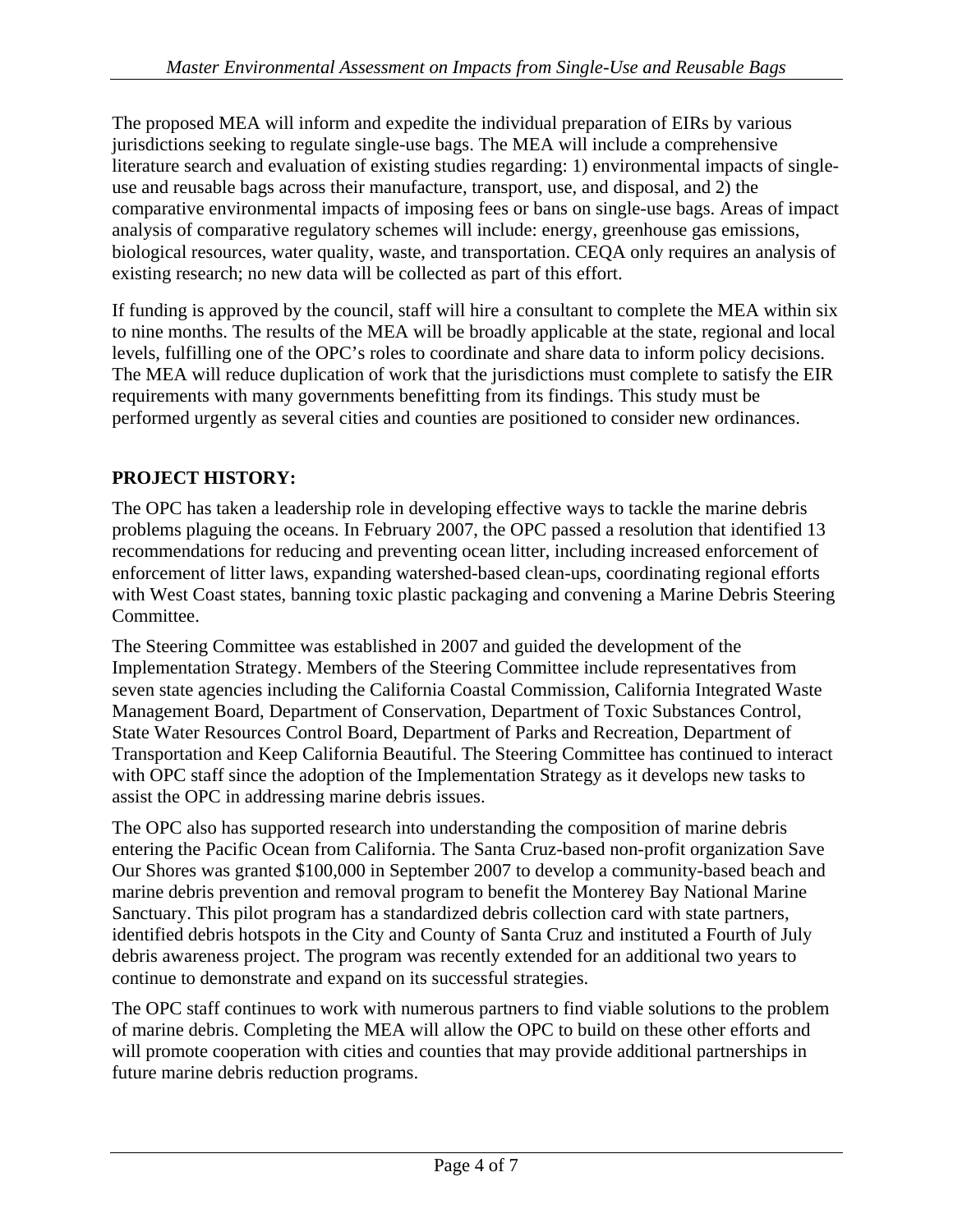The proposed MEA will inform and expedite the individual preparation of EIRs by various jurisdictions seeking to regulate single-use bags. The MEA will include a comprehensive literature search and evaluation of existing studies regarding: 1) environmental impacts of single-use and reusable bags across their manufacture, transport, use, and disposal, and 2) the comparative environmental impacts of imposing fees or bans on single-use bags. Areas of impact analysis of comparative regulatory schemes will include: energy, greenhouse gas emissions, biological resources, water quality, waste, and transportation. CEQA only requires an analysis of existing research; no new data will be collected as part of this effort.

If funding is approved by the council, staff will hire a consultant to complete the MEA within six to nine months. The results of the MEA will be broadly applicable at the state, regional and local levels, fulfilling one of the OPC's roles to coordinate and share data to inform policy decisions. The MEA will reduce duplication of work that the jurisdictions must complete to satisfy the EIR requirements with many governments benefitting from its findings. This study must be performed urgently as several cities and counties are positioned to consider new ordinances.

**PROJECT HISTORY:**

The OPC has taken a leadership role in developing effective ways to tackle the marine debris problems plaguing the oceans. In February 2007, the OPC passed a resolution that identified 13 recommendations for reducing and preventing ocean litter, including increased enforcement of enforcement of litter laws, expanding watershed-based clean-ups, coordinating regional efforts with West Coast states, banning toxic plastic packaging and convening a Marine Debris Steering Committee.

The Steering Committee was established in 2007 and guided the development of the Implementation Strategy. Members of the Steering Committee include representatives from seven state agencies including the California Coastal Commission, California Integrated Waste Management Board, Department of Conservation, Department of Toxic Substances Control, State Water Resources Control Board, Department of Parks and Recreation, Department of Transportation and Keep California Beautiful. The Steering Committee has continued to interact with OPC staff since the adoption of the Implementation Strategy as it develops new tasks to assist the OPC in addressing marine debris issues.

The OPC also has supported research into understanding the composition of marine debris entering the Pacific Ocean from California. The Santa Cruz-based non-profit organization Save Our Shores was granted $100,000 in September 2007 to develop a community-based beach and marine debris prevention and removal program to benefit the Monterey Bay National Marine Sanctuary. This pilot program has a standardized debris collection card with state partners, identified debris hotspots in the City and County of Santa Cruz and instituted a Fourth of July debris awareness project. The program was recently extended for an additional two years to continue to demonstrate and expand on its successful strategies.

The OPC staff continues to work with numerous partners to find viable solutions to the problem of marine debris. Completing the MEA will allow the OPC to build on these other efforts and will promote cooperation with cities and counties that may provide additional partnerships in future marine debris reduction programs.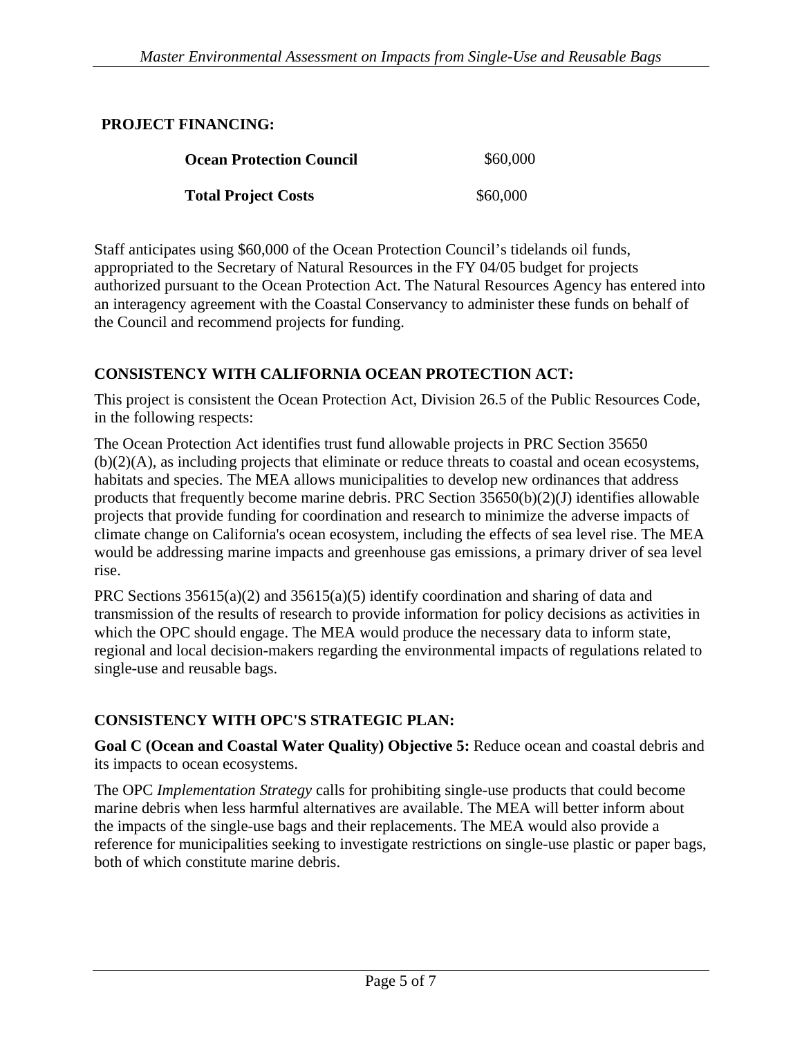**PROJECT FINANCING:**

| | |
|---|---|
| **Ocean Protection Council** | $60,000 |
| **Total Project Costs** | $60,000 |

Staff anticipates using $60,000 of the Ocean Protection Council's tidelands oil funds, appropriated to the Secretary of Natural Resources in the FY 04/05 budget for projects authorized pursuant to the Ocean Protection Act. The Natural Resources Agency has entered into an interagency agreement with the Coastal Conservancy to administer these funds on behalf of the Council and recommend projects for funding.

**CONSISTENCY WITH CALIFORNIA OCEAN PROTECTION ACT:**

This project is consistent the Ocean Protection Act, Division 26.5 of the Public Resources Code, in the following respects:

The Ocean Protection Act identifies trust fund allowable projects in PRC Section 35650 (b)(2)(A), as including projects that eliminate or reduce threats to coastal and ocean ecosystems, habitats and species. The MEA allows municipalities to develop new ordinances that address products that frequently become marine debris. PRC Section 35650(b)(2)(J) identifies allowable projects that provide funding for coordination and research to minimize the adverse impacts of climate change on California's ocean ecosystem, including the effects of sea level rise. The MEA would be addressing marine impacts and greenhouse gas emissions, a primary driver of sea level rise.

PRC Sections 35615(a)(2) and 35615(a)(5) identify coordination and sharing of data and transmission of the results of research to provide information for policy decisions as activities in which the OPC should engage. The MEA would produce the necessary data to inform state, regional and local decision-makers regarding the environmental impacts of regulations related to single-use and reusable bags.

**CONSISTENCY WITH OPC'S STRATEGIC PLAN:**

**Goal C (Ocean and Coastal Water Quality) Objective 5:** Reduce ocean and coastal debris and its impacts to ocean ecosystems.

The OPC *Implementation Strategy* calls for prohibiting single-use products that could become marine debris when less harmful alternatives are available. The MEA will better inform about the impacts of the single-use bags and their replacements. The MEA would also provide a reference for municipalities seeking to investigate restrictions on single-use plastic or paper bags, both of which constitute marine debris.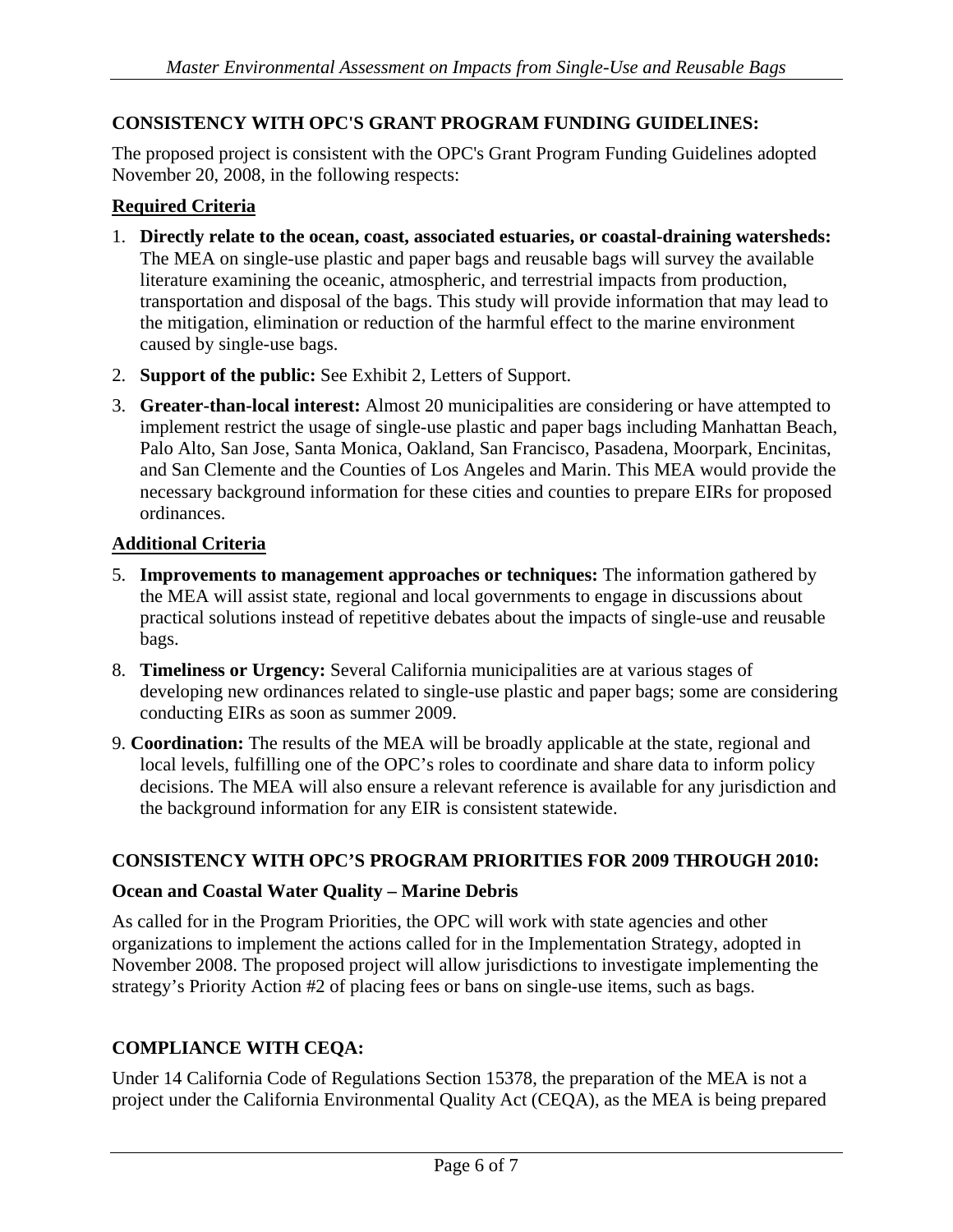**CONSISTENCY WITH OPC'S GRANT PROGRAM FUNDING GUIDELINES:**

The proposed project is consistent with the OPC's Grant Program Funding Guidelines adopted November 20, 2008, in the following respects:

**Required Criteria**

1. **Directly relate to the ocean, coast, associated estuaries, or coastal-draining watersheds:** The MEA on single-use plastic and paper bags and reusable bags will survey the available literature examining the oceanic, atmospheric, and terrestrial impacts from production, transportation and disposal of the bags. This study will provide information that may lead to the mitigation, elimination or reduction of the harmful effect to the marine environment caused by single-use bags.
2. **Support of the public:** See Exhibit 2, Letters of Support.
3. **Greater-than-local interest:** Almost 20 municipalities are considering or have attempted to implement restrict the usage of single-use plastic and paper bags including Manhattan Beach, Palo Alto, San Jose, Santa Monica, Oakland, San Francisco, Pasadena, Moorpark, Encinitas, and San Clemente and the Counties of Los Angeles and Marin. This MEA would provide the necessary background information for these cities and counties to prepare EIRs for proposed ordinances.

**Additional Criteria**

5. **Improvements to management approaches or techniques:** The information gathered by the MEA will assist state, regional and local governments to engage in discussions about practical solutions instead of repetitive debates about the impacts of single-use and reusable bags.
8. **Timeliness or Urgency:** Several California municipalities are at various stages of developing new ordinances related to single-use plastic and paper bags; some are considering conducting EIRs as soon as summer 2009.
9. **Coordination:** The results of the MEA will be broadly applicable at the state, regional and local levels, fulfilling one of the OPC's roles to coordinate and share data to inform policy decisions. The MEA will also ensure a relevant reference is available for any jurisdiction and the background information for any EIR is consistent statewide.

**CONSISTENCY WITH OPC'S PROGRAM PRIORITIES FOR 2009 THROUGH 2010:**

**Ocean and Coastal Water Quality – Marine Debris**

As called for in the Program Priorities, the OPC will work with state agencies and other organizations to implement the actions called for in the Implementation Strategy, adopted in November 2008. The proposed project will allow jurisdictions to investigate implementing the strategy's Priority Action #2 of placing fees or bans on single-use items, such as bags.

**COMPLIANCE WITH CEQA:**

Under 14 California Code of Regulations Section 15378, the preparation of the MEA is not a project under the California Environmental Quality Act (CEQA), as the MEA is being prepared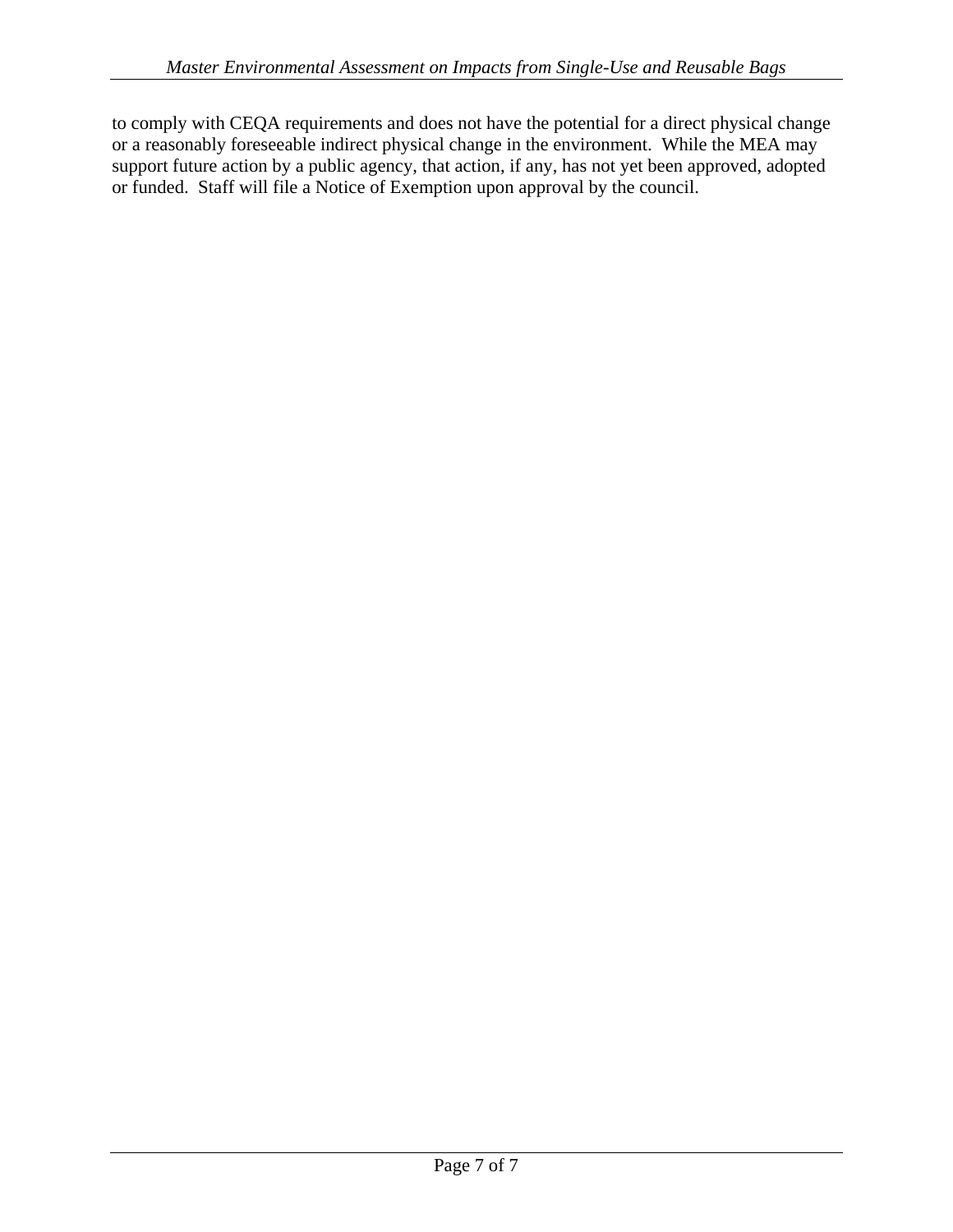to comply with CEQA requirements and does not have the potential for a direct physical change or a reasonably foreseeable indirect physical change in the environment. While the MEA may support future action by a public agency, that action, if any, has not yet been approved, adopted or funded. Staff will file a Notice of Exemption upon approval by the council.